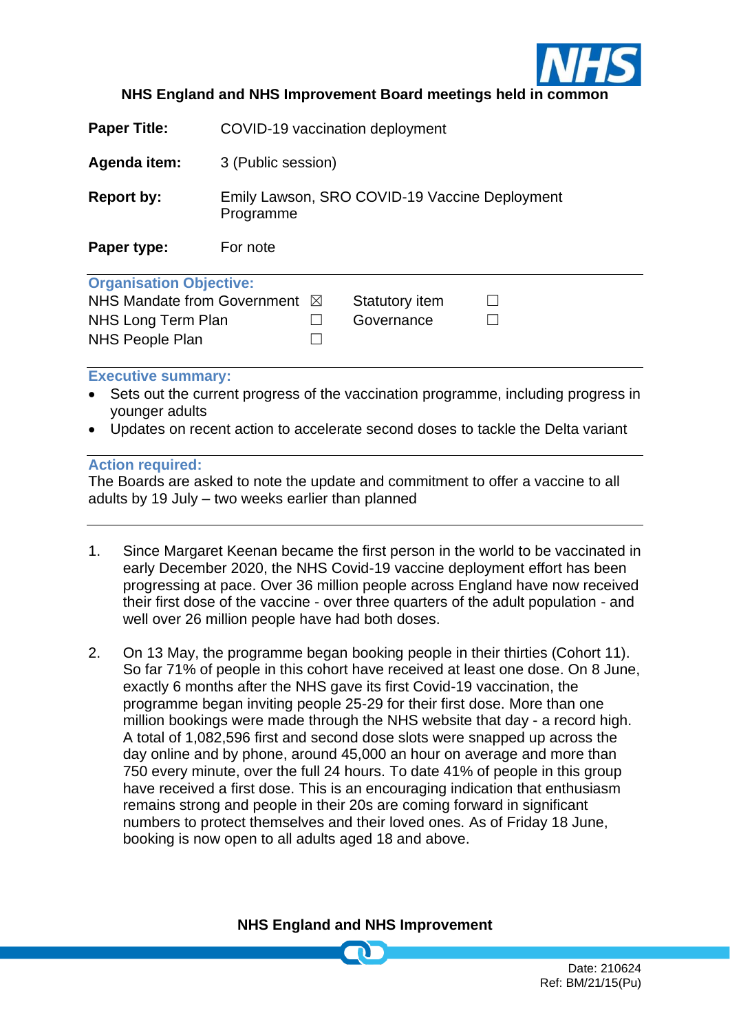**NHS England and NHS Improvement Board meetings held in common**

| | |
|---|---|
| **Paper Title:** | COVID-19 vaccination deployment |
| **Agenda item:** | 3 (Public session) |
| **Report by:** | Emily Lawson, SRO COVID-19 Vaccine Deployment Programme |
| **Paper type:** | For note |

**Organisation Objective:**

| | | | |
|---|---|---|---|
| NHS Mandate from Government | ☒ | Statutory item | ☐ |
| NHS Long Term Plan | ☐ | Governance | ☐ |
| NHS People Plan | ☐ | | |

**Executive summary:**

- Sets out the current progress of the vaccination programme, including progress in younger adults
- Updates on recent action to accelerate second doses to tackle the Delta variant

**Action required:**

The Boards are asked to note the update and commitment to offer a vaccine to all adults by 19 July – two weeks earlier than planned

1. Since Margaret Keenan became the first person in the world to be vaccinated in early December 2020, the NHS Covid-19 vaccine deployment effort has been progressing at pace. Over 36 million people across England have now received their first dose of the vaccine - over three quarters of the adult population - and well over 26 million people have had both doses.

2. On 13 May, the programme began booking people in their thirties (Cohort 11). So far 71% of people in this cohort have received at least one dose. On 8 June, exactly 6 months after the NHS gave its first Covid-19 vaccination, the programme began inviting people 25-29 for their first dose. More than one million bookings were made through the NHS website that day - a record high. A total of 1,082,596 first and second dose slots were snapped up across the day online and by phone, around 45,000 an hour on average and more than 750 every minute, over the full 24 hours. To date 41% of people in this group have received a first dose. This is an encouraging indication that enthusiasm remains strong and people in their 20s are coming forward in significant numbers to protect themselves and their loved ones. As of Friday 18 June, booking is now open to all adults aged 18 and above.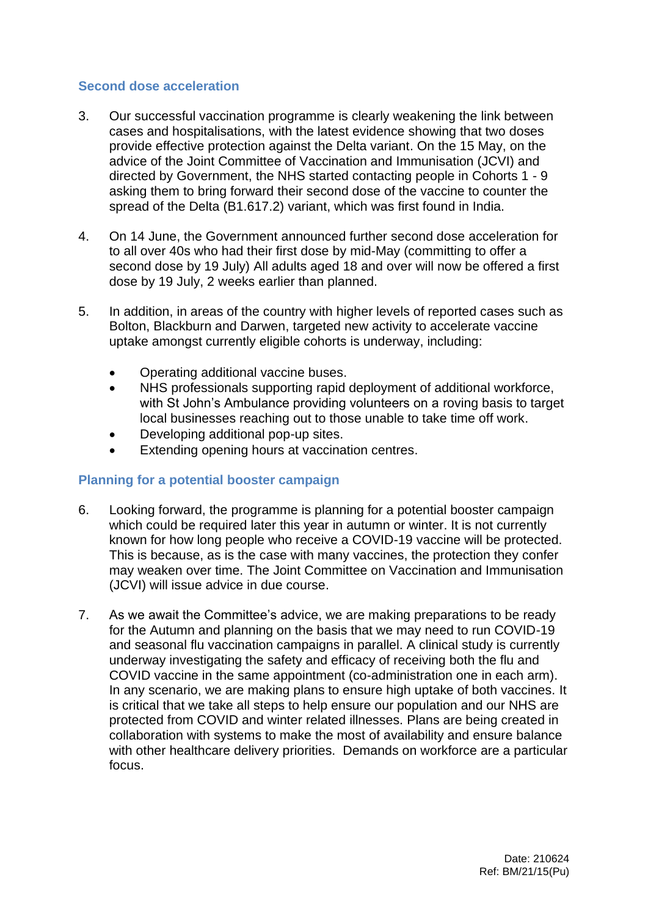## Second dose acceleration

3. Our successful vaccination programme is clearly weakening the link between cases and hospitalisations, with the latest evidence showing that two doses provide effective protection against the Delta variant. On the 15 May, on the advice of the Joint Committee of Vaccination and Immunisation (JCVI) and directed by Government, the NHS started contacting people in Cohorts 1 - 9 asking them to bring forward their second dose of the vaccine to counter the spread of the Delta (B1.617.2) variant, which was first found in India.

4. On 14 June, the Government announced further second dose acceleration for to all over 40s who had their first dose by mid-May (committing to offer a second dose by 19 July) All adults aged 18 and over will now be offered a first dose by 19 July, 2 weeks earlier than planned.

5. In addition, in areas of the country with higher levels of reported cases such as Bolton, Blackburn and Darwen, targeted new activity to accelerate vaccine uptake amongst currently eligible cohorts is underway, including:

   - Operating additional vaccine buses.
   - NHS professionals supporting rapid deployment of additional workforce, with St John's Ambulance providing volunteers on a roving basis to target local businesses reaching out to those unable to take time off work.
   - Developing additional pop-up sites.
   - Extending opening hours at vaccination centres.

## Planning for a potential booster campaign

6. Looking forward, the programme is planning for a potential booster campaign which could be required later this year in autumn or winter. It is not currently known for how long people who receive a COVID-19 vaccine will be protected. This is because, as is the case with many vaccines, the protection they confer may weaken over time. The Joint Committee on Vaccination and Immunisation (JCVI) will issue advice in due course.

7. As we await the Committee's advice, we are making preparations to be ready for the Autumn and planning on the basis that we may need to run COVID-19 and seasonal flu vaccination campaigns in parallel. A clinical study is currently underway investigating the safety and efficacy of receiving both the flu and COVID vaccine in the same appointment (co-administration one in each arm). In any scenario, we are making plans to ensure high uptake of both vaccines. It is critical that we take all steps to help ensure our population and our NHS are protected from COVID and winter related illnesses. Plans are being created in collaboration with systems to make the most of availability and ensure balance with other healthcare delivery priorities. Demands on workforce are a particular focus.

Date: 210624
Ref: BM/21/15(Pu)